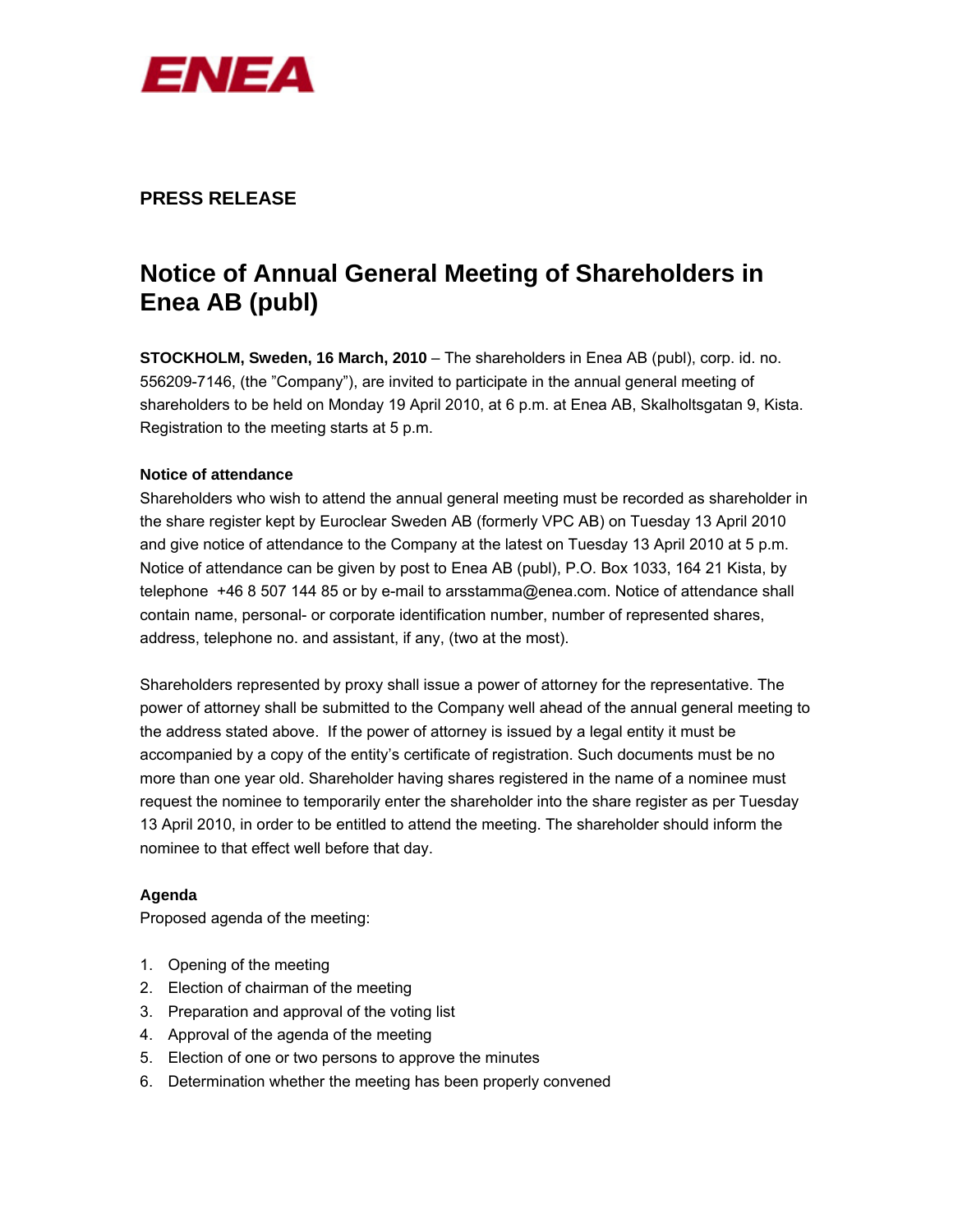ENEA

## PRESS RELEASE

# Notice of Annual General Meeting of Shareholders in Enea AB (publ)

**STOCKHOLM, Sweden, 16 March, 2010** – The shareholders in Enea AB (publ), corp. id. no. 556209-7146, (the "Company"), are invited to participate in the annual general meeting of shareholders to be held on Monday 19 April 2010, at 6 p.m. at Enea AB, Skalholtsgatan 9, Kista. Registration to the meeting starts at 5 p.m.

**Notice of attendance**

Shareholders who wish to attend the annual general meeting must be recorded as shareholder in the share register kept by Euroclear Sweden AB (formerly VPC AB) on Tuesday 13 April 2010 and give notice of attendance to the Company at the latest on Tuesday 13 April 2010 at 5 p.m. Notice of attendance can be given by post to Enea AB (publ), P.O. Box 1033, 164 21 Kista, by telephone +46 8 507 144 85 or by e-mail to arsstamma@enea.com. Notice of attendance shall contain name, personal- or corporate identification number, number of represented shares, address, telephone no. and assistant, if any, (two at the most).

Shareholders represented by proxy shall issue a power of attorney for the representative. The power of attorney shall be submitted to the Company well ahead of the annual general meeting to the address stated above. If the power of attorney is issued by a legal entity it must be accompanied by a copy of the entity's certificate of registration. Such documents must be no more than one year old. Shareholder having shares registered in the name of a nominee must request the nominee to temporarily enter the shareholder into the share register as per Tuesday 13 April 2010, in order to be entitled to attend the meeting. The shareholder should inform the nominee to that effect well before that day.

**Agenda**

Proposed agenda of the meeting:

1. Opening of the meeting
2. Election of chairman of the meeting
3. Preparation and approval of the voting list
4. Approval of the agenda of the meeting
5. Election of one or two persons to approve the minutes
6. Determination whether the meeting has been properly convened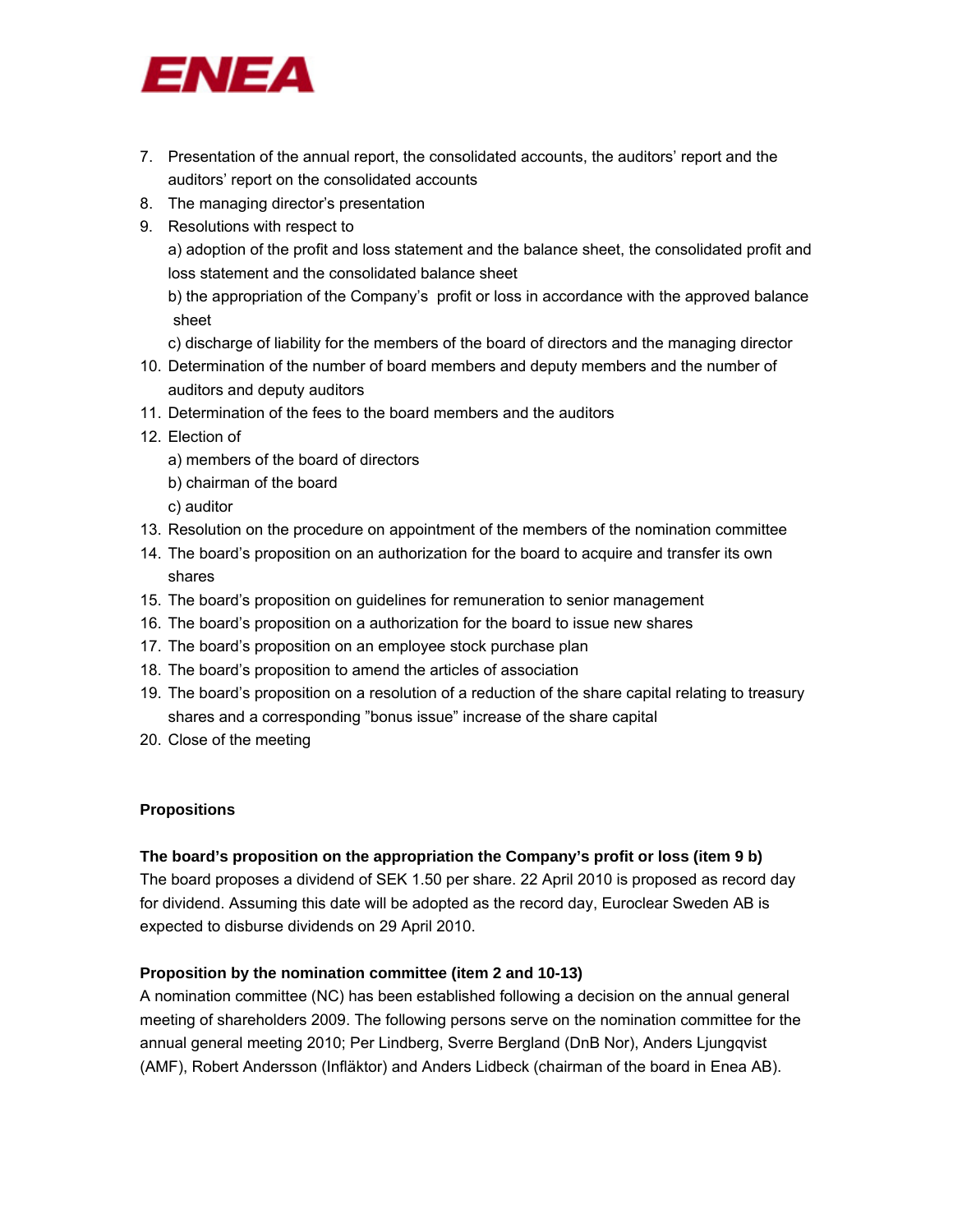7. Presentation of the annual report, the consolidated accounts, the auditors' report and the auditors' report on the consolidated accounts
8. The managing director's presentation
9. Resolutions with respect to
   a) adoption of the profit and loss statement and the balance sheet, the consolidated profit and loss statement and the consolidated balance sheet
   b) the appropriation of the Company's profit or loss in accordance with the approved balance sheet
   c) discharge of liability for the members of the board of directors and the managing director
10. Determination of the number of board members and deputy members and the number of auditors and deputy auditors
11. Determination of the fees to the board members and the auditors
12. Election of
    a) members of the board of directors
    b) chairman of the board
    c) auditor
13. Resolution on the procedure on appointment of the members of the nomination committee
14. The board's proposition on an authorization for the board to acquire and transfer its own shares
15. The board's proposition on guidelines for remuneration to senior management
16. The board's proposition on a authorization for the board to issue new shares
17. The board's proposition on an employee stock purchase plan
18. The board's proposition to amend the articles of association
19. The board's proposition on a resolution of a reduction of the share capital relating to treasury shares and a corresponding "bonus issue" increase of the share capital
20. Close of the meeting

**Propositions**

**The board's proposition on the appropriation the Company's profit or loss (item 9 b)**
The board proposes a dividend of SEK 1.50 per share. 22 April 2010 is proposed as record day for dividend. Assuming this date will be adopted as the record day, Euroclear Sweden AB is expected to disburse dividends on 29 April 2010.

**Proposition by the nomination committee (item 2 and 10-13)**
A nomination committee (NC) has been established following a decision on the annual general meeting of shareholders 2009. The following persons serve on the nomination committee for the annual general meeting 2010; Per Lindberg, Sverre Bergland (DnB Nor), Anders Ljungqvist (AMF), Robert Andersson (Infläktor) and Anders Lidbeck (chairman of the board in Enea AB).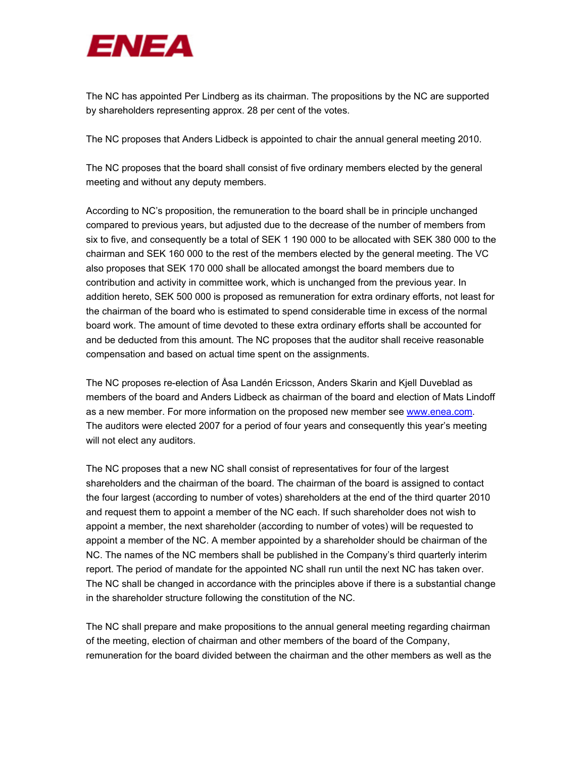The NC has appointed Per Lindberg as its chairman. The propositions by the NC are supported by shareholders representing approx. 28 per cent of the votes.

The NC proposes that Anders Lidbeck is appointed to chair the annual general meeting 2010.

The NC proposes that the board shall consist of five ordinary members elected by the general meeting and without any deputy members.

According to NC's proposition, the remuneration to the board shall be in principle unchanged compared to previous years, but adjusted due to the decrease of the number of members from six to five, and consequently be a total of SEK 1 190 000 to be allocated with SEK 380 000 to the chairman and SEK 160 000 to the rest of the members elected by the general meeting. The VC also proposes that SEK 170 000 shall be allocated amongst the board members due to contribution and activity in committee work, which is unchanged from the previous year. In addition hereto, SEK 500 000 is proposed as remuneration for extra ordinary efforts, not least for the chairman of the board who is estimated to spend considerable time in excess of the normal board work. The amount of time devoted to these extra ordinary efforts shall be accounted for and be deducted from this amount. The NC proposes that the auditor shall receive reasonable compensation and based on actual time spent on the assignments.

The NC proposes re-election of Åsa Landén Ericsson, Anders Skarin and Kjell Duveblad as members of the board and Anders Lidbeck as chairman of the board and election of Mats Lindoff as a new member. For more information on the proposed new member see www.enea.com. The auditors were elected 2007 for a period of four years and consequently this year's meeting will not elect any auditors.

The NC proposes that a new NC shall consist of representatives for four of the largest shareholders and the chairman of the board. The chairman of the board is assigned to contact the four largest (according to number of votes) shareholders at the end of the third quarter 2010 and request them to appoint a member of the NC each. If such shareholder does not wish to appoint a member, the next shareholder (according to number of votes) will be requested to appoint a member of the NC. A member appointed by a shareholder should be chairman of the NC. The names of the NC members shall be published in the Company's third quarterly interim report. The period of mandate for the appointed NC shall run until the next NC has taken over. The NC shall be changed in accordance with the principles above if there is a substantial change in the shareholder structure following the constitution of the NC.

The NC shall prepare and make propositions to the annual general meeting regarding chairman of the meeting, election of chairman and other members of the board of the Company, remuneration for the board divided between the chairman and the other members as well as the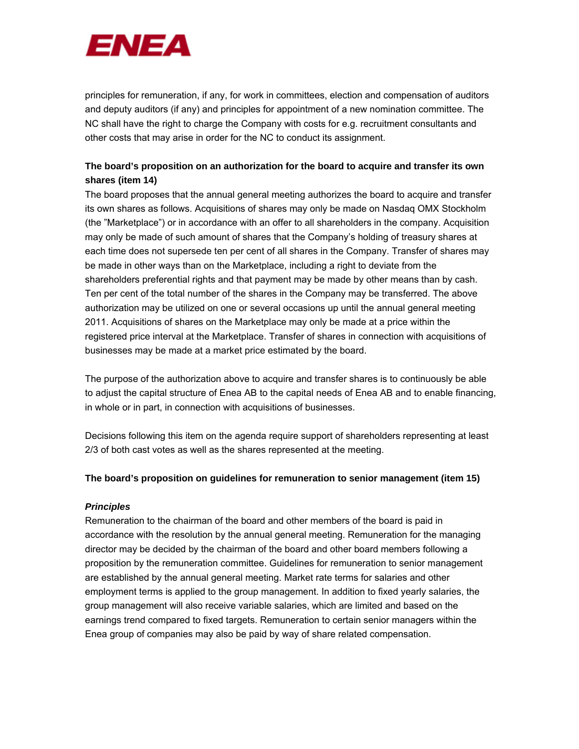principles for remuneration, if any, for work in committees, election and compensation of auditors and deputy auditors (if any) and principles for appointment of a new nomination committee. The NC shall have the right to charge the Company with costs for e.g. recruitment consultants and other costs that may arise in order for the NC to conduct its assignment.

**The board's proposition on an authorization for the board to acquire and transfer its own shares (item 14)**

The board proposes that the annual general meeting authorizes the board to acquire and transfer its own shares as follows. Acquisitions of shares may only be made on Nasdaq OMX Stockholm (the "Marketplace") or in accordance with an offer to all shareholders in the company. Acquisition may only be made of such amount of shares that the Company's holding of treasury shares at each time does not supersede ten per cent of all shares in the Company. Transfer of shares may be made in other ways than on the Marketplace, including a right to deviate from the shareholders preferential rights and that payment may be made by other means than by cash. Ten per cent of the total number of the shares in the Company may be transferred. The above authorization may be utilized on one or several occasions up until the annual general meeting 2011. Acquisitions of shares on the Marketplace may only be made at a price within the registered price interval at the Marketplace. Transfer of shares in connection with acquisitions of businesses may be made at a market price estimated by the board.

The purpose of the authorization above to acquire and transfer shares is to continuously be able to adjust the capital structure of Enea AB to the capital needs of Enea AB and to enable financing, in whole or in part, in connection with acquisitions of businesses.

Decisions following this item on the agenda require support of shareholders representing at least 2/3 of both cast votes as well as the shares represented at the meeting.

**The board's proposition on guidelines for remuneration to senior management (item 15)**

***Principles***

Remuneration to the chairman of the board and other members of the board is paid in accordance with the resolution by the annual general meeting. Remuneration for the managing director may be decided by the chairman of the board and other board members following a proposition by the remuneration committee. Guidelines for remuneration to senior management are established by the annual general meeting. Market rate terms for salaries and other employment terms is applied to the group management. In addition to fixed yearly salaries, the group management will also receive variable salaries, which are limited and based on the earnings trend compared to fixed targets. Remuneration to certain senior managers within the Enea group of companies may also be paid by way of share related compensation.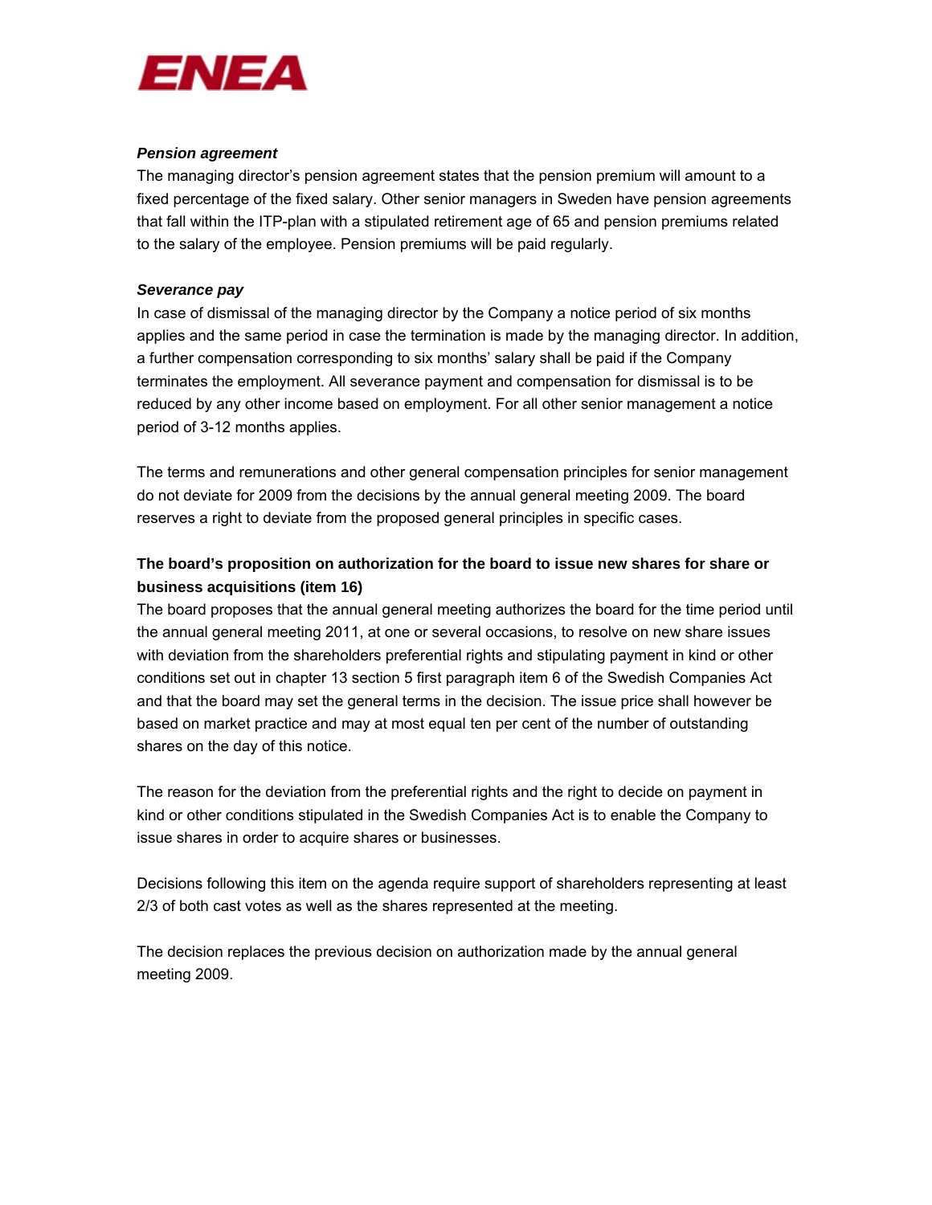***Pension agreement***

The managing director's pension agreement states that the pension premium will amount to a fixed percentage of the fixed salary. Other senior managers in Sweden have pension agreements that fall within the ITP-plan with a stipulated retirement age of 65 and pension premiums related to the salary of the employee. Pension premiums will be paid regularly.

***Severance pay***

In case of dismissal of the managing director by the Company a notice period of six months applies and the same period in case the termination is made by the managing director. In addition, a further compensation corresponding to six months' salary shall be paid if the Company terminates the employment. All severance payment and compensation for dismissal is to be reduced by any other income based on employment. For all other senior management a notice period of 3-12 months applies.

The terms and remunerations and other general compensation principles for senior management do not deviate for 2009 from the decisions by the annual general meeting 2009. The board reserves a right to deviate from the proposed general principles in specific cases.

**The board's proposition on authorization for the board to issue new shares for share or business acquisitions (item 16)**

The board proposes that the annual general meeting authorizes the board for the time period until the annual general meeting 2011, at one or several occasions, to resolve on new share issues with deviation from the shareholders preferential rights and stipulating payment in kind or other conditions set out in chapter 13 section 5 first paragraph item 6 of the Swedish Companies Act and that the board may set the general terms in the decision. The issue price shall however be based on market practice and may at most equal ten per cent of the number of outstanding shares on the day of this notice.

The reason for the deviation from the preferential rights and the right to decide on payment in kind or other conditions stipulated in the Swedish Companies Act is to enable the Company to issue shares in order to acquire shares or businesses.

Decisions following this item on the agenda require support of shareholders representing at least 2/3 of both cast votes as well as the shares represented at the meeting.

The decision replaces the previous decision on authorization made by the annual general meeting 2009.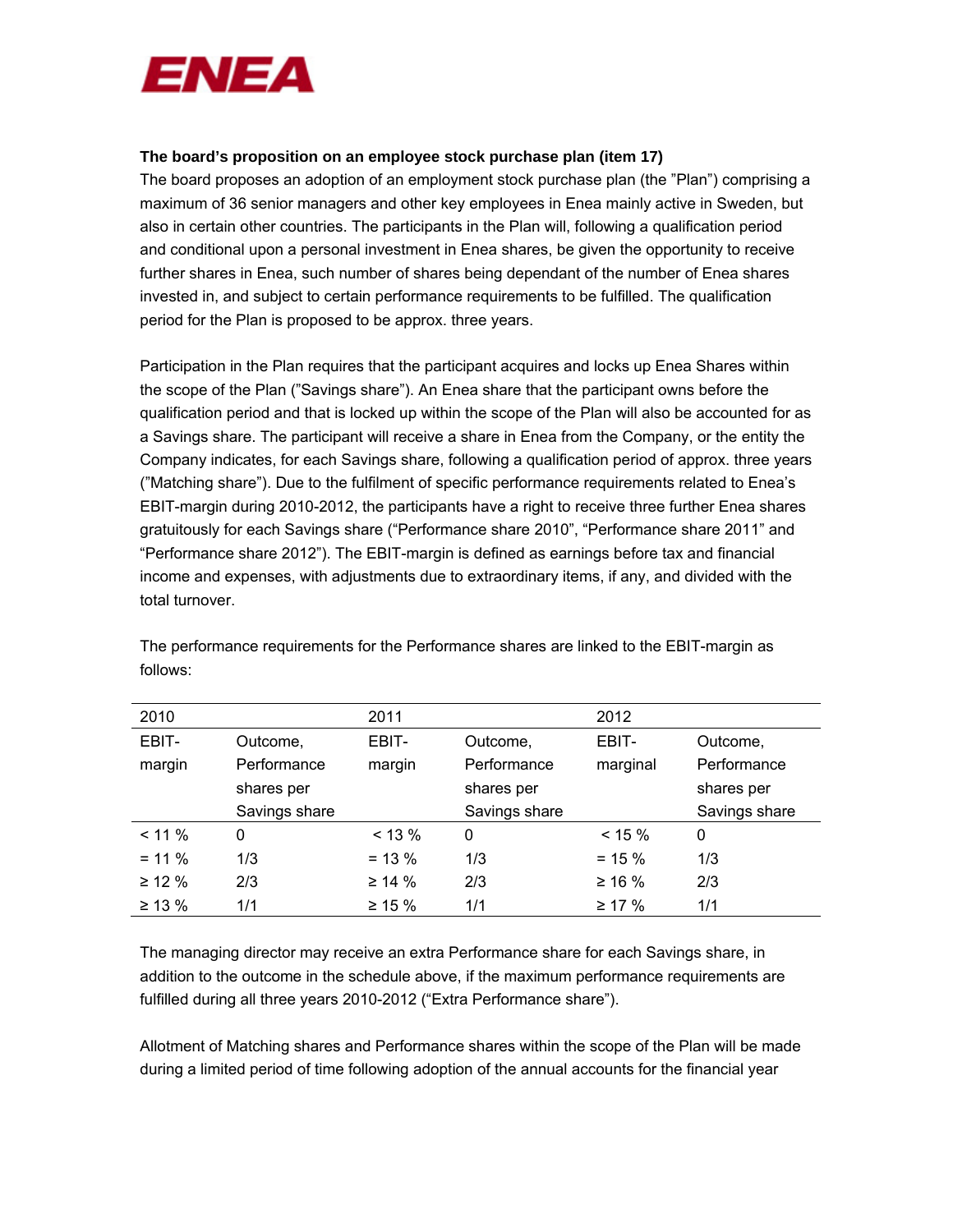**The board's proposition on an employee stock purchase plan (item 17)**

The board proposes an adoption of an employment stock purchase plan (the "Plan") comprising a maximum of 36 senior managers and other key employees in Enea mainly active in Sweden, but also in certain other countries. The participants in the Plan will, following a qualification period and conditional upon a personal investment in Enea shares, be given the opportunity to receive further shares in Enea, such number of shares being dependant of the number of Enea shares invested in, and subject to certain performance requirements to be fulfilled. The qualification period for the Plan is proposed to be approx. three years.

Participation in the Plan requires that the participant acquires and locks up Enea Shares within the scope of the Plan ("Savings share"). An Enea share that the participant owns before the qualification period and that is locked up within the scope of the Plan will also be accounted for as a Savings share. The participant will receive a share in Enea from the Company, or the entity the Company indicates, for each Savings share, following a qualification period of approx. three years ("Matching share"). Due to the fulfilment of specific performance requirements related to Enea's EBIT-margin during 2010-2012, the participants have a right to receive three further Enea shares gratuitously for each Savings share ("Performance share 2010", "Performance share 2011" and "Performance share 2012"). The EBIT-margin is defined as earnings before tax and financial income and expenses, with adjustments due to extraordinary items, if any, and divided with the total turnover.

The performance requirements for the Performance shares are linked to the EBIT-margin as follows:

| 2010 | | 2011 | | 2012 | |
|---|---|---|---|---|---|
| EBIT-margin | Outcome, Performance shares per Savings share | EBIT-margin | Outcome, Performance shares per Savings share | EBIT-marginal | Outcome, Performance shares per Savings share |
| < 11 % | 0 | < 13 % | 0 | < 15 % | 0 |
| = 11 % | 1/3 | = 13 % | 1/3 | = 15 % | 1/3 |
| ≥ 12 % | 2/3 | ≥ 14 % | 2/3 | ≥ 16 % | 2/3 |
| ≥ 13 % | 1/1 | ≥ 15 % | 1/1 | ≥ 17 % | 1/1 |

The managing director may receive an extra Performance share for each Savings share, in addition to the outcome in the schedule above, if the maximum performance requirements are fulfilled during all three years 2010-2012 ("Extra Performance share").

Allotment of Matching shares and Performance shares within the scope of the Plan will be made during a limited period of time following adoption of the annual accounts for the financial year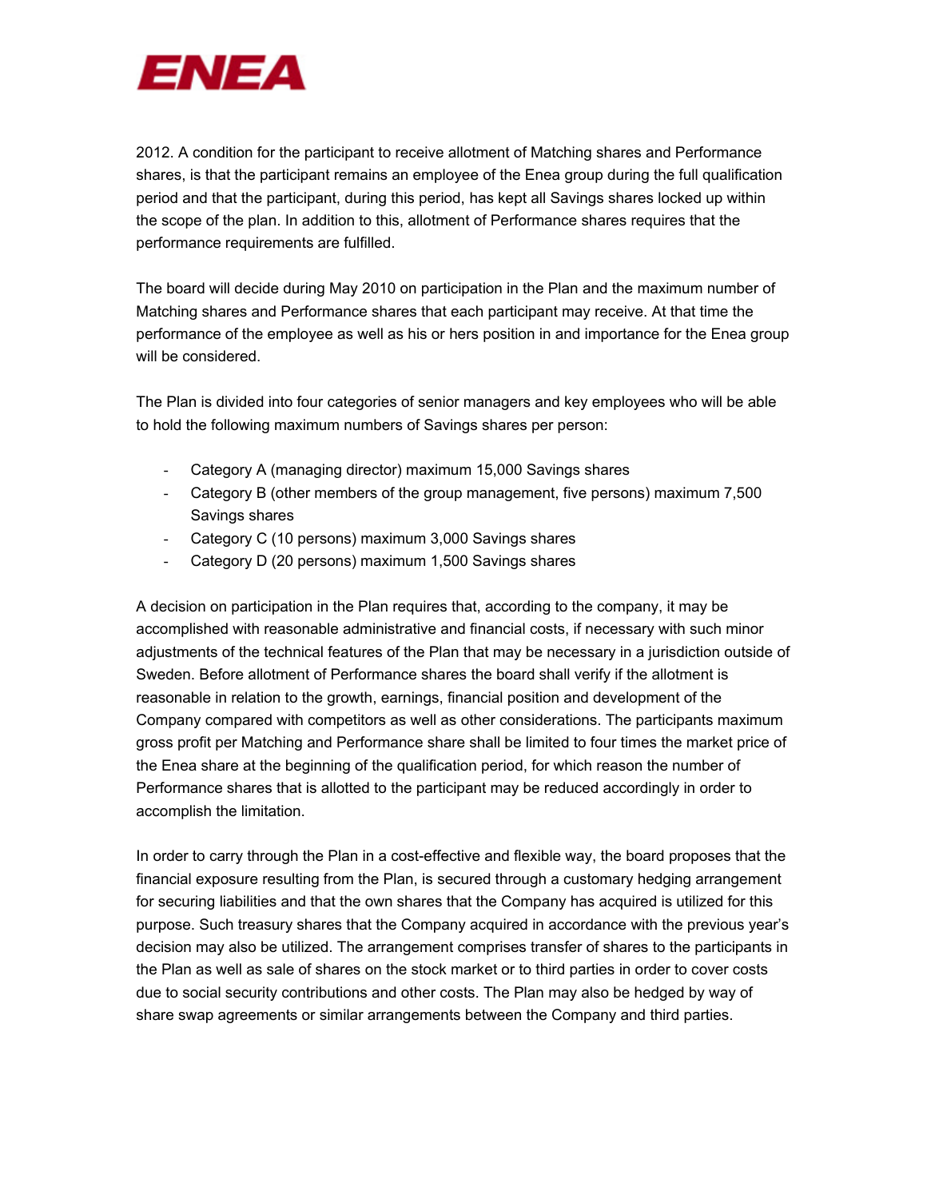2012. A condition for the participant to receive allotment of Matching shares and Performance shares, is that the participant remains an employee of the Enea group during the full qualification period and that the participant, during this period, has kept all Savings shares locked up within the scope of the plan. In addition to this, allotment of Performance shares requires that the performance requirements are fulfilled.

The board will decide during May 2010 on participation in the Plan and the maximum number of Matching shares and Performance shares that each participant may receive. At that time the performance of the employee as well as his or hers position in and importance for the Enea group will be considered.

The Plan is divided into four categories of senior managers and key employees who will be able to hold the following maximum numbers of Savings shares per person:

- Category A (managing director) maximum 15,000 Savings shares
- Category B (other members of the group management, five persons) maximum 7,500 Savings shares
- Category C (10 persons) maximum 3,000 Savings shares
- Category D (20 persons) maximum 1,500 Savings shares

A decision on participation in the Plan requires that, according to the company, it may be accomplished with reasonable administrative and financial costs, if necessary with such minor adjustments of the technical features of the Plan that may be necessary in a jurisdiction outside of Sweden. Before allotment of Performance shares the board shall verify if the allotment is reasonable in relation to the growth, earnings, financial position and development of the Company compared with competitors as well as other considerations. The participants maximum gross profit per Matching and Performance share shall be limited to four times the market price of the Enea share at the beginning of the qualification period, for which reason the number of Performance shares that is allotted to the participant may be reduced accordingly in order to accomplish the limitation.

In order to carry through the Plan in a cost-effective and flexible way, the board proposes that the financial exposure resulting from the Plan, is secured through a customary hedging arrangement for securing liabilities and that the own shares that the Company has acquired is utilized for this purpose. Such treasury shares that the Company acquired in accordance with the previous year's decision may also be utilized. The arrangement comprises transfer of shares to the participants in the Plan as well as sale of shares on the stock market or to third parties in order to cover costs due to social security contributions and other costs. The Plan may also be hedged by way of share swap agreements or similar arrangements between the Company and third parties.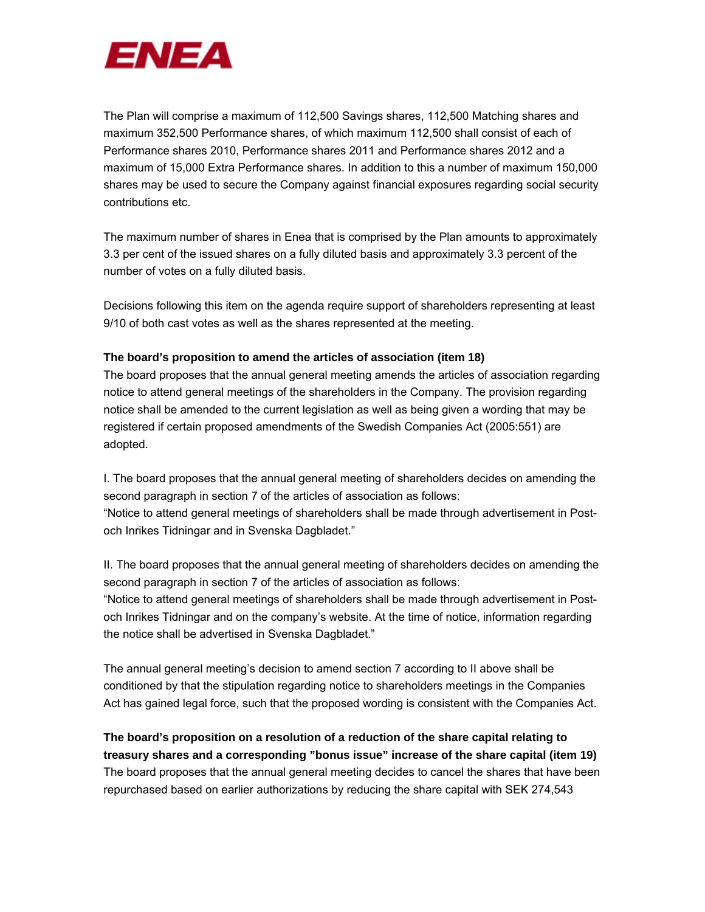The Plan will comprise a maximum of 112,500 Savings shares, 112,500 Matching shares and maximum 352,500 Performance shares, of which maximum 112,500 shall consist of each of Performance shares 2010, Performance shares 2011 and Performance shares 2012 and a maximum of 15,000 Extra Performance shares. In addition to this a number of maximum 150,000 shares may be used to secure the Company against financial exposures regarding social security contributions etc.

The maximum number of shares in Enea that is comprised by the Plan amounts to approximately 3.3 per cent of the issued shares on a fully diluted basis and approximately 3.3 percent of the number of votes on a fully diluted basis.

Decisions following this item on the agenda require support of shareholders representing at least 9/10 of both cast votes as well as the shares represented at the meeting.

**The board's proposition to amend the articles of association (item 18)**

The board proposes that the annual general meeting amends the articles of association regarding notice to attend general meetings of the shareholders in the Company. The provision regarding notice shall be amended to the current legislation as well as being given a wording that may be registered if certain proposed amendments of the Swedish Companies Act (2005:551) are adopted.

I. The board proposes that the annual general meeting of shareholders decides on amending the second paragraph in section 7 of the articles of association as follows:
"Notice to attend general meetings of shareholders shall be made through advertisement in Post- och Inrikes Tidningar and in Svenska Dagbladet."

II. The board proposes that the annual general meeting of shareholders decides on amending the second paragraph in section 7 of the articles of association as follows:
"Notice to attend general meetings of shareholders shall be made through advertisement in Post- och Inrikes Tidningar and on the company's website. At the time of notice, information regarding the notice shall be advertised in Svenska Dagbladet."

The annual general meeting's decision to amend section 7 according to II above shall be conditioned by that the stipulation regarding notice to shareholders meetings in the Companies Act has gained legal force, such that the proposed wording is consistent with the Companies Act.

**The board's proposition on a resolution of a reduction of the share capital relating to treasury shares and a corresponding "bonus issue" increase of the share capital (item 19)**

The board proposes that the annual general meeting decides to cancel the shares that have been repurchased based on earlier authorizations by reducing the share capital with SEK 274,543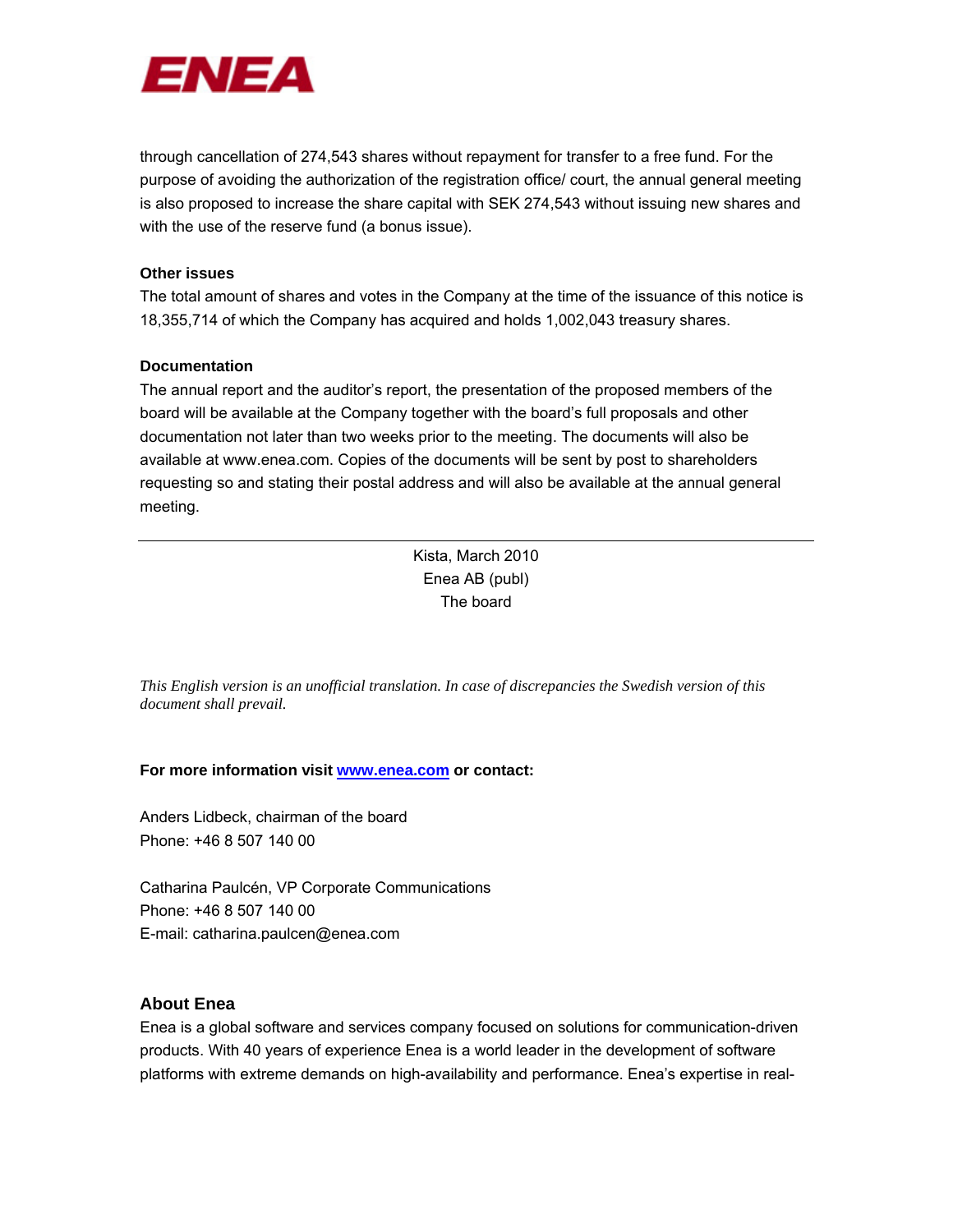through cancellation of 274,543 shares without repayment for transfer to a free fund. For the purpose of avoiding the authorization of the registration office/ court, the annual general meeting is also proposed to increase the share capital with SEK 274,543 without issuing new shares and with the use of the reserve fund (a bonus issue).

**Other issues**

The total amount of shares and votes in the Company at the time of the issuance of this notice is 18,355,714 of which the Company has acquired and holds 1,002,043 treasury shares.

**Documentation**

The annual report and the auditor's report, the presentation of the proposed members of the board will be available at the Company together with the board's full proposals and other documentation not later than two weeks prior to the meeting. The documents will also be available at www.enea.com. Copies of the documents will be sent by post to shareholders requesting so and stating their postal address and will also be available at the annual general meeting.

---

Kista, March 2010

Enea AB (publ)

The board

*This English version is an unofficial translation. In case of discrepancies the Swedish version of this document shall prevail.*

**For more information visit [www.enea.com](http://www.enea.com) or contact:**

Anders Lidbeck, chairman of the board
Phone: +46 8 507 140 00

Catharina Paulcén, VP Corporate Communications
Phone: +46 8 507 140 00
E-mail: catharina.paulcen@enea.com

## About Enea

Enea is a global software and services company focused on solutions for communication-driven products. With 40 years of experience Enea is a world leader in the development of software platforms with extreme demands on high-availability and performance. Enea's expertise in real-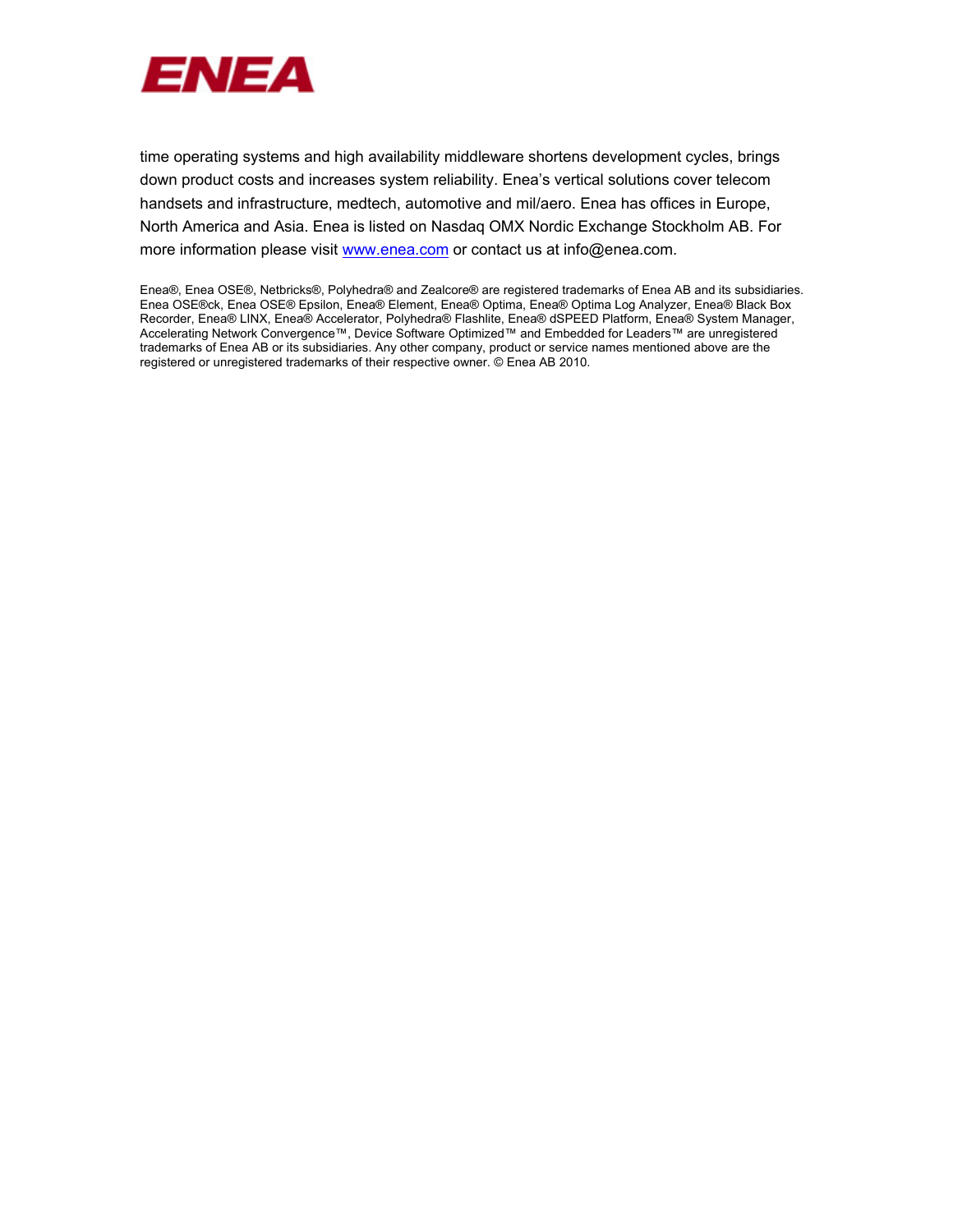time operating systems and high availability middleware shortens development cycles, brings down product costs and increases system reliability. Enea's vertical solutions cover telecom handsets and infrastructure, medtech, automotive and mil/aero. Enea has offices in Europe, North America and Asia. Enea is listed on Nasdaq OMX Nordic Exchange Stockholm AB. For more information please visit www.enea.com or contact us at info@enea.com.

Enea®, Enea OSE®, Netbricks®, Polyhedra® and Zealcore® are registered trademarks of Enea AB and its subsidiaries. Enea OSE®ck, Enea OSE® Epsilon, Enea® Element, Enea® Optima, Enea® Optima Log Analyzer, Enea® Black Box Recorder, Enea® LINX, Enea® Accelerator, Polyhedra® Flashlite, Enea® dSPEED Platform, Enea® System Manager, Accelerating Network Convergence™, Device Software Optimized™ and Embedded for Leaders™ are unregistered trademarks of Enea AB or its subsidiaries. Any other company, product or service names mentioned above are the registered or unregistered trademarks of their respective owner. © Enea AB 2010.